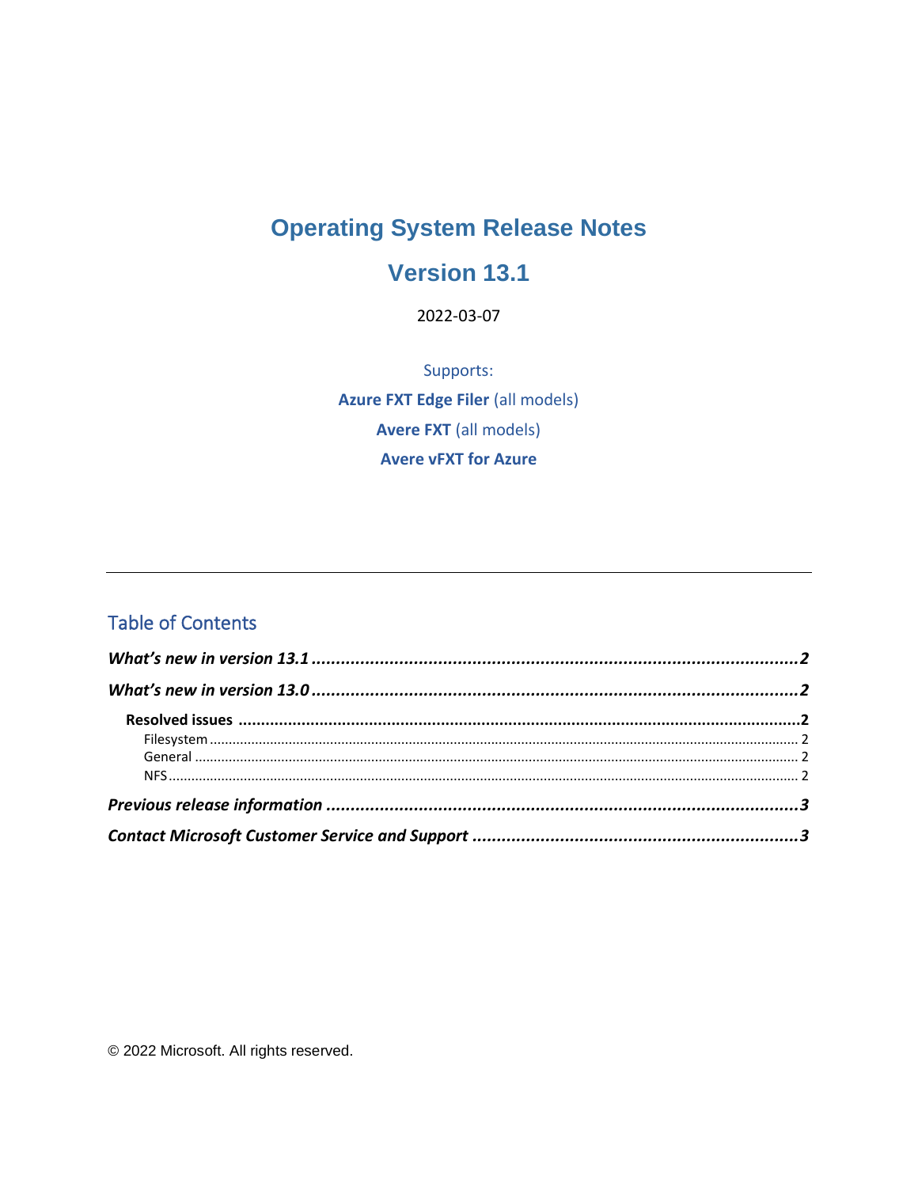# Operating System Release Notes

## Version 13.1

2022-03-07

Supports:

**Azure FXT Edge Filer** (all models)

**Avere FXT** (all models)

**Avere vFXT for Azure**

---

## Table of Contents

***What's new in version 13.1*** ..................................................................................... **2**

***What's new in version 13.0*** ..................................................................................... **2**

- **Resolved issues** ..................................................................................... **2**
  - Filesystem ..................................................................................... 2
  - General ..................................................................................... 2
  - NFS ..................................................................................... 2

***Previous release information*** ..................................................................................... **3**

***Contact Microsoft Customer Service and Support*** ..................................................................................... **3**

© 2022 Microsoft. All rights reserved.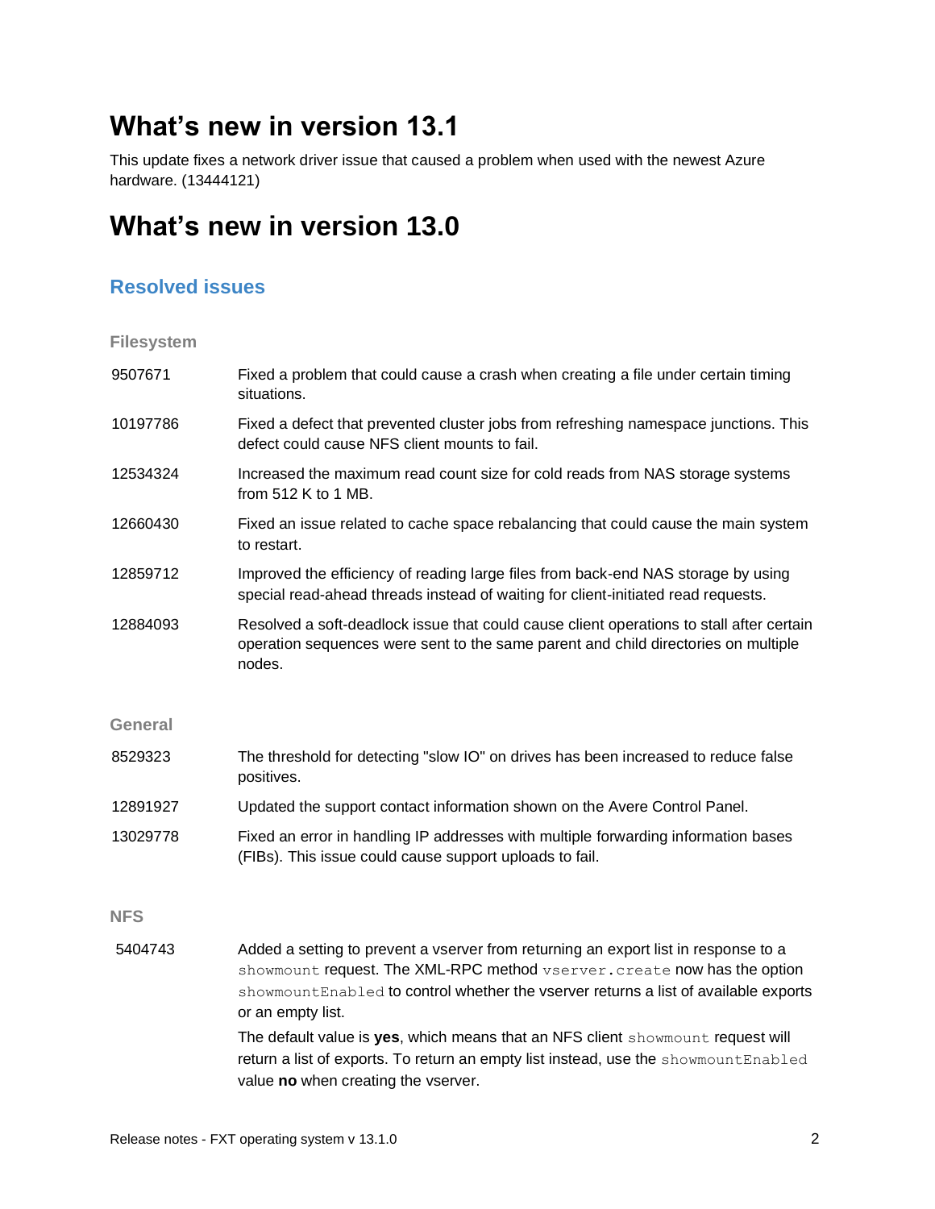# What's new in version 13.1

This update fixes a network driver issue that caused a problem when used with the newest Azure hardware. (13444121)

# What's new in version 13.0

## Resolved issues

### Filesystem

| | |
|---|---|
| 9507671 | Fixed a problem that could cause a crash when creating a file under certain timing situations. |
| 10197786 | Fixed a defect that prevented cluster jobs from refreshing namespace junctions. This defect could cause NFS client mounts to fail. |
| 12534324 | Increased the maximum read count size for cold reads from NAS storage systems from 512 K to 1 MB. |
| 12660430 | Fixed an issue related to cache space rebalancing that could cause the main system to restart. |
| 12859712 | Improved the efficiency of reading large files from back-end NAS storage by using special read-ahead threads instead of waiting for client-initiated read requests. |
| 12884093 | Resolved a soft-deadlock issue that could cause client operations to stall after certain operation sequences were sent to the same parent and child directories on multiple nodes. |

### General

| | |
|---|---|
| 8529323 | The threshold for detecting "slow IO" on drives has been increased to reduce false positives. |
| 12891927 | Updated the support contact information shown on the Avere Control Panel. |
| 13029778 | Fixed an error in handling IP addresses with multiple forwarding information bases (FIBs). This issue could cause support uploads to fail. |

### NFS

| | |
|---|---|
| 5404743 | Added a setting to prevent a vserver from returning an export list in response to a `showmount` request. The XML-RPC method `vserver.create` now has the option `showmountEnabled` to control whether the vserver returns a list of available exports or an empty list.<br><br>The default value is **yes**, which means that an NFS client `showmount` request will return a list of exports. To return an empty list instead, use the `showmountEnabled` value **no** when creating the vserver. |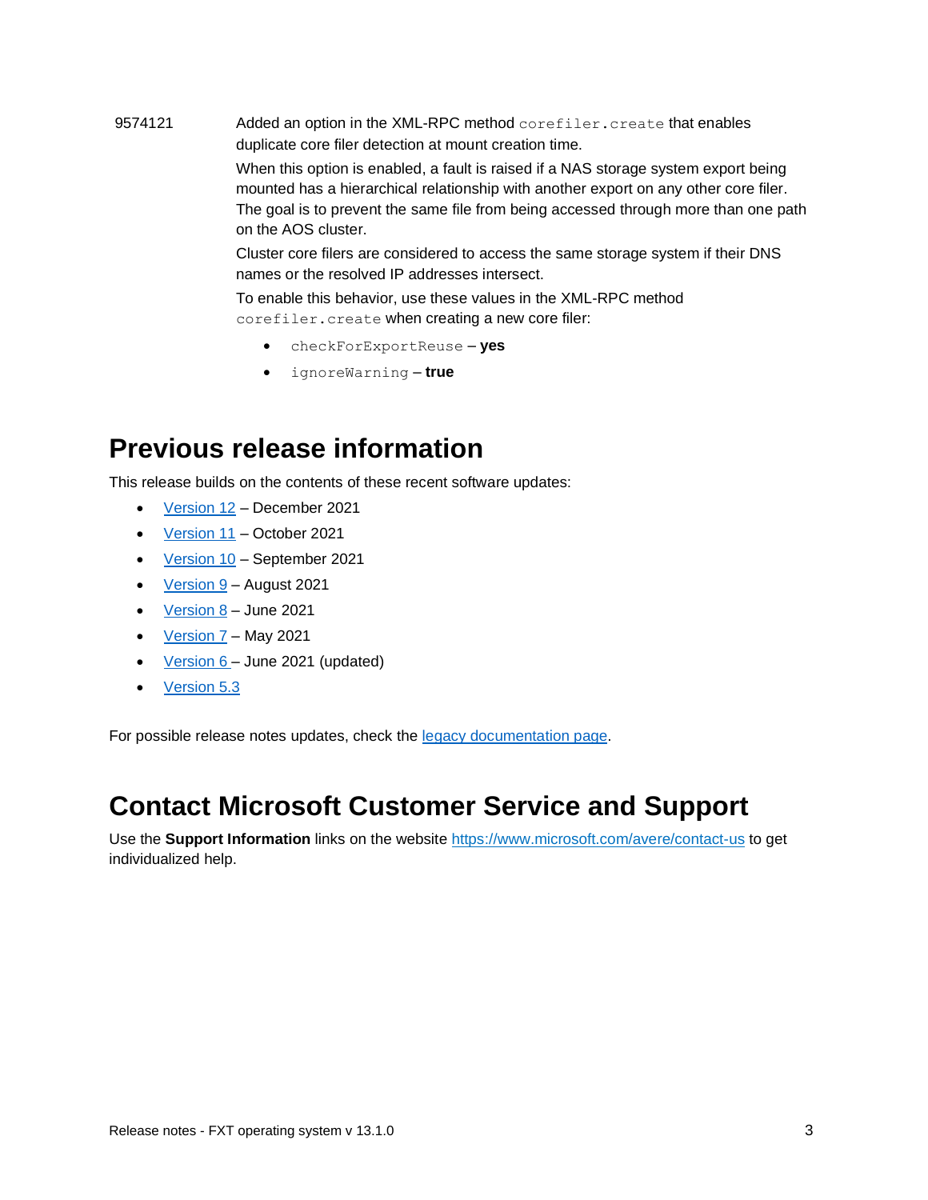| | |
|---|---|
| 9574121 | Added an option in the XML-RPC method `corefiler.create` that enables duplicate core filer detection at mount creation time.<br><br>When this option is enabled, a fault is raised if a NAS storage system export being mounted has a hierarchical relationship with another export on any other core filer. The goal is to prevent the same file from being accessed through more than one path on the AOS cluster.<br><br>Cluster core filers are considered to access the same storage system if their DNS names or the resolved IP addresses intersect.<br><br>To enable this behavior, use these values in the XML-RPC method `corefiler.create` when creating a new core filer:<br><br>• `checkForExportReuse` – **yes**<br>• `ignoreWarning` – **true** |

# Previous release information

This release builds on the contents of these recent software updates:

- Version 12 – December 2021
- Version 11 – October 2021
- Version 10 – September 2021
- Version 9 – August 2021
- Version 8 – June 2021
- Version 7 – May 2021
- Version 6 – June 2021 (updated)
- Version 5.3

For possible release notes updates, check the legacy documentation page.

# Contact Microsoft Customer Service and Support

Use the **Support Information** links on the website https://www.microsoft.com/avere/contact-us to get individualized help.